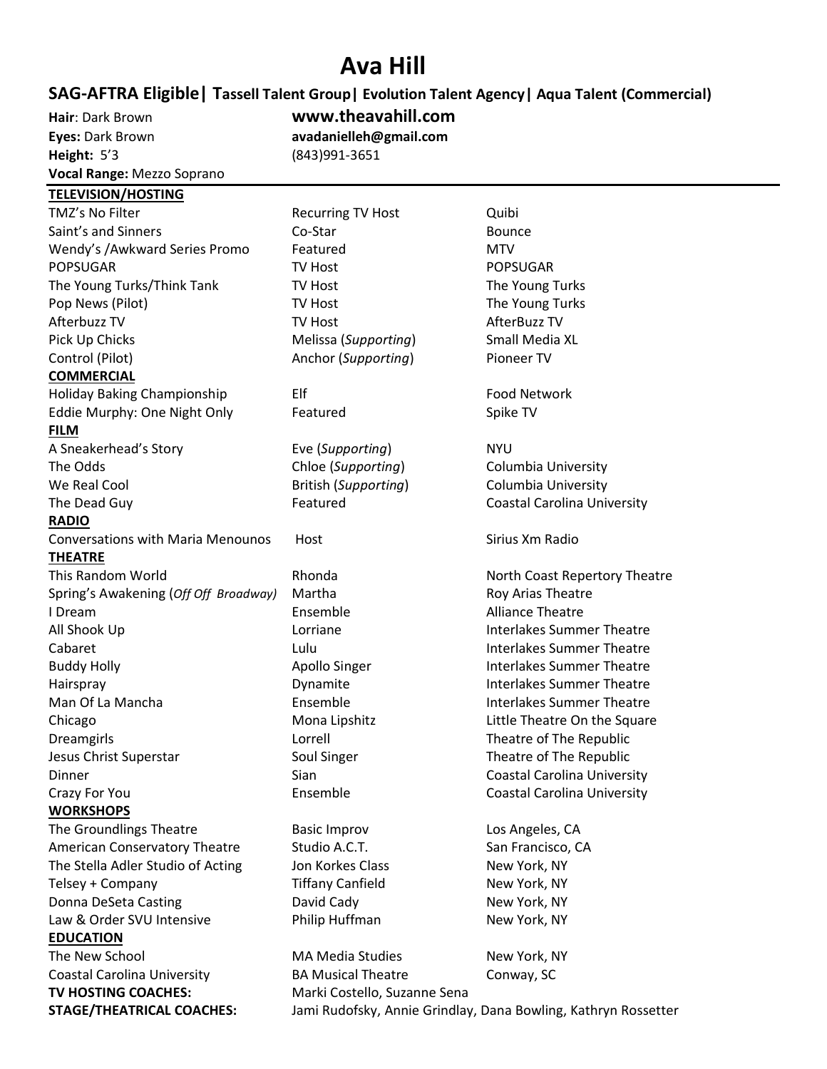# Ava Hill

**SAG-AFTRA Eligible| Tassell Talent Group| Evolution Talent Agency| Aqua Talent (Commercial)**

**Hair**: Dark Brown
**Eyes:** Dark Brown
**Height:** 5'3
**Vocal Range:** Mezzo Soprano

**www.theavahill.com**
**avadanielleh@gmail.com**
(843)991-3651

## TELEVISION/HOSTING

| | | |
|---|---|---|
| TMZ's No Filter | Recurring TV Host | Quibi |
| Saint's and Sinners | Co-Star | Bounce |
| Wendy's /Awkward Series Promo | Featured | MTV |
| POPSUGAR | TV Host | POPSUGAR |
| The Young Turks/Think Tank | TV Host | The Young Turks |
| Pop News (Pilot) | TV Host | The Young Turks |
| Afterbuzz TV | TV Host | AfterBuzz TV |
| Pick Up Chicks | Melissa (*Supporting*) | Small Media XL |
| Control (Pilot) | Anchor (*Supporting*) | Pioneer TV |

## COMMERCIAL

| | | |
|---|---|---|
| Holiday Baking Championship | Elf | Food Network |
| Eddie Murphy: One Night Only | Featured | Spike TV |

## FILM

| | | |
|---|---|---|
| A Sneakerhead's Story | Eve (*Supporting*) | NYU |
| The Odds | Chloe (*Supporting*) | Columbia University |
| We Real Cool | British (*Supporting*) | Columbia University |
| The Dead Guy | Featured | Coastal Carolina University |

## RADIO

| | | |
|---|---|---|
| Conversations with Maria Menounos | Host | Sirius Xm Radio |

## THEATRE

| | | |
|---|---|---|
| This Random World | Rhonda | North Coast Repertory Theatre |
| Spring's Awakening (*Off Off Broadway)* | Martha | Roy Arias Theatre |
| I Dream | Ensemble | Alliance Theatre |
| All Shook Up | Lorriane | Interlakes Summer Theatre |
| Cabaret | Lulu | Interlakes Summer Theatre |
| Buddy Holly | Apollo Singer | Interlakes Summer Theatre |
| Hairspray | Dynamite | Interlakes Summer Theatre |
| Man Of La Mancha | Ensemble | Interlakes Summer Theatre |
| Chicago | Mona Lipshitz | Little Theatre On the Square |
| Dreamgirls | Lorrell | Theatre of The Republic |
| Jesus Christ Superstar | Soul Singer | Theatre of The Republic |
| Dinner | Sian | Coastal Carolina University |
| Crazy For You | Ensemble | Coastal Carolina University |

## WORKSHOPS

| | | |
|---|---|---|
| The Groundlings Theatre | Basic Improv | Los Angeles, CA |
| American Conservatory Theatre | Studio A.C.T. | San Francisco, CA |
| The Stella Adler Studio of Acting | Jon Korkes Class | New York, NY |
| Telsey + Company | Tiffany Canfield | New York, NY |
| Donna DeSeta Casting | David Cady | New York, NY |
| Law & Order SVU Intensive | Philip Huffman | New York, NY |

## EDUCATION

| | | |
|---|---|---|
| The New School | MA Media Studies | New York, NY |
| Coastal Carolina University | BA Musical Theatre | Conway, SC |

**TV HOSTING COACHES:** Marki Costello, Suzanne Sena

**STAGE/THEATRICAL COACHES:** Jami Rudofsky, Annie Grindlay, Dana Bowling, Kathryn Rossetter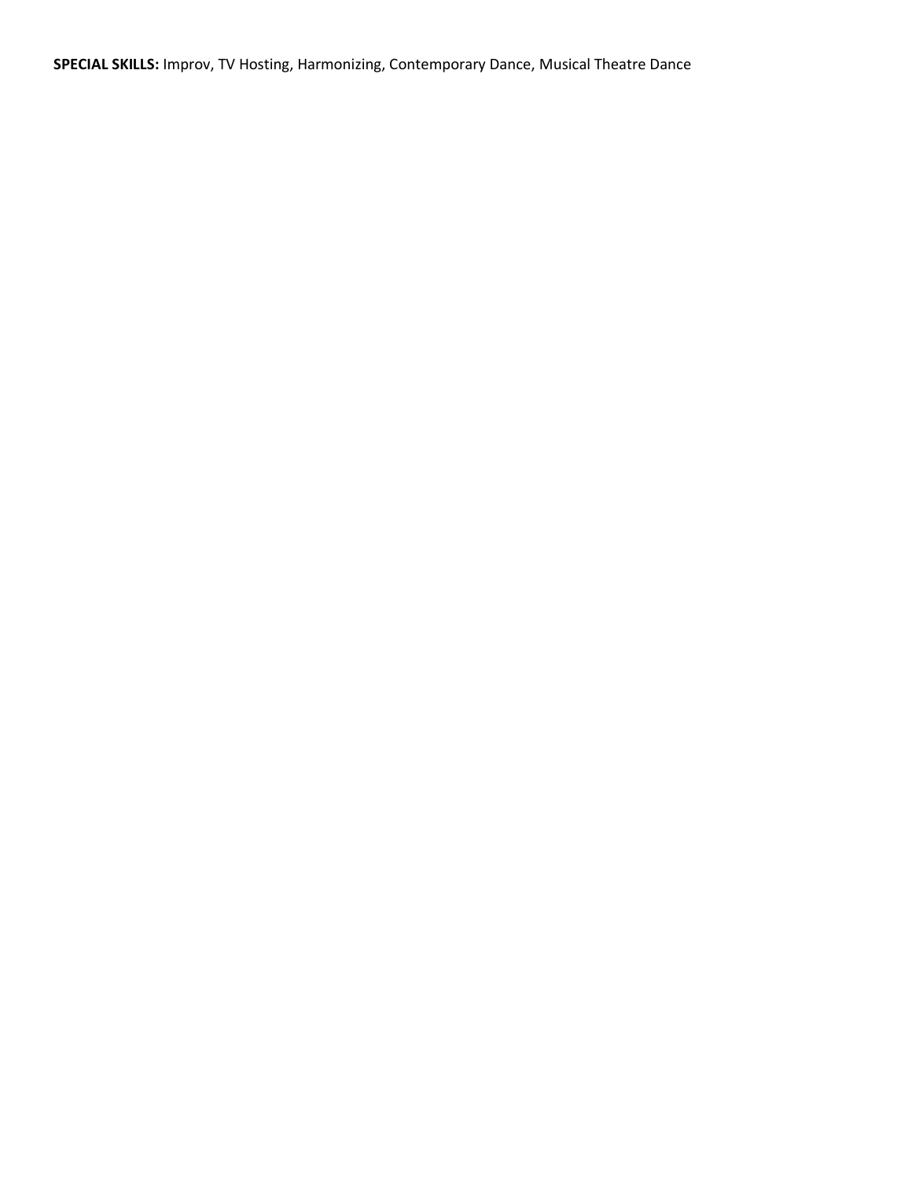**SPECIAL SKILLS:** Improv, TV Hosting, Harmonizing, Contemporary Dance, Musical Theatre Dance